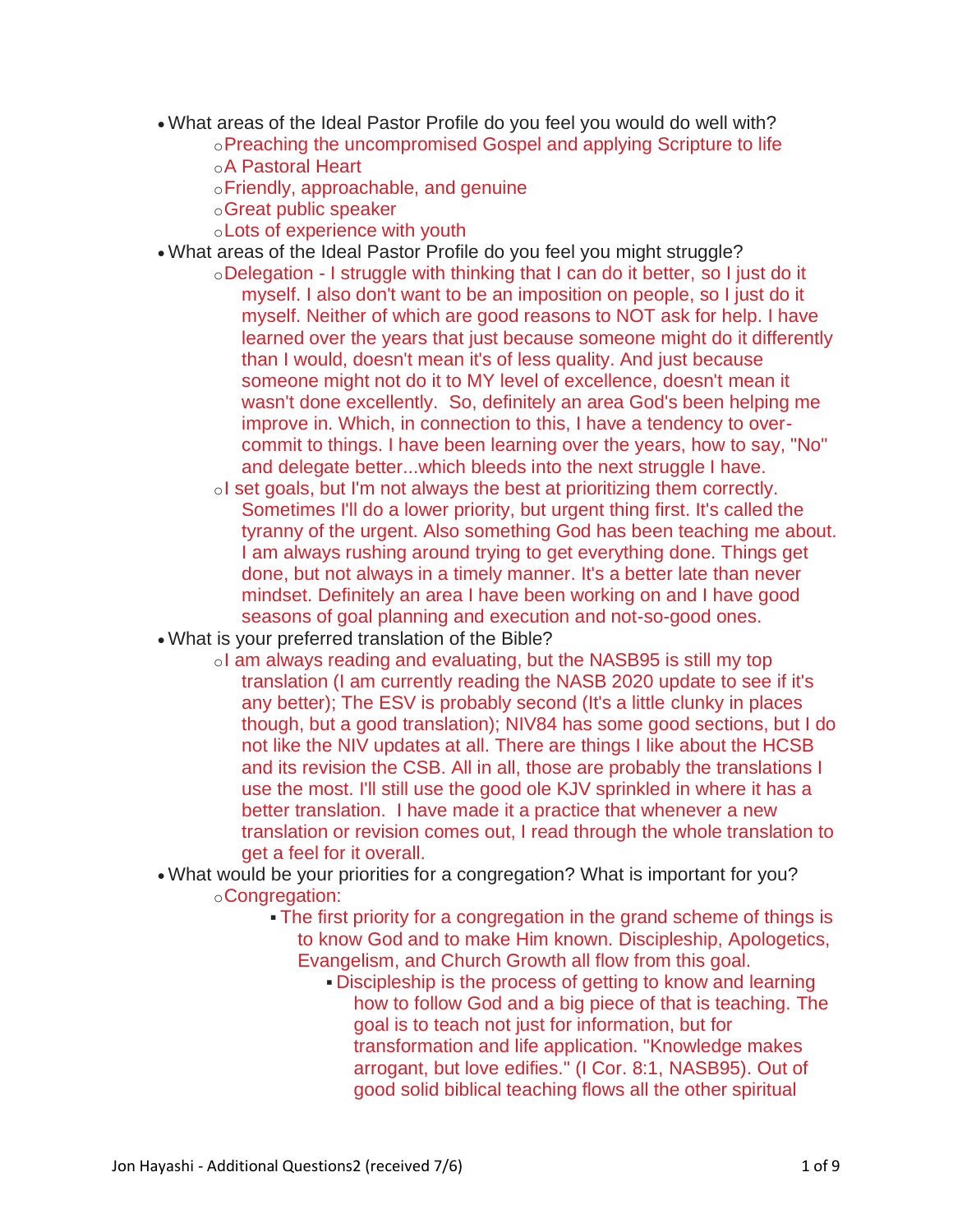- What areas of the Ideal Pastor Profile do you feel you would do well with?
    - Preaching the uncompromised Gospel and applying Scripture to life
    - A Pastoral Heart
    - Friendly, approachable, and genuine
    - Great public speaker
    - Lots of experience with youth
- What areas of the Ideal Pastor Profile do you feel you might struggle?
    - Delegation - I struggle with thinking that I can do it better, so I just do it myself. I also don't want to be an imposition on people, so I just do it myself. Neither of which are good reasons to NOT ask for help. I have learned over the years that just because someone might do it differently than I would, doesn't mean it's of less quality. And just because someone might not do it to MY level of excellence, doesn't mean it wasn't done excellently. So, definitely an area God's been helping me improve in. Which, in connection to this, I have a tendency to over-commit to things. I have been learning over the years, how to say, "No" and delegate better...which bleeds into the next struggle I have.
    - I set goals, but I'm not always the best at prioritizing them correctly. Sometimes I'll do a lower priority, but urgent thing first. It's called the tyranny of the urgent. Also something God has been teaching me about. I am always rushing around trying to get everything done. Things get done, but not always in a timely manner. It's a better late than never mindset. Definitely an area I have been working on and I have good seasons of goal planning and execution and not-so-good ones.
- What is your preferred translation of the Bible?
    - I am always reading and evaluating, but the NASB95 is still my top translation (I am currently reading the NASB 2020 update to see if it's any better); The ESV is probably second (It's a little clunky in places though, but a good translation); NIV84 has some good sections, but I do not like the NIV updates at all. There are things I like about the HCSB and its revision the CSB. All in all, those are probably the translations I use the most. I'll still use the good ole KJV sprinkled in where it has a better translation. I have made it a practice that whenever a new translation or revision comes out, I read through the whole translation to get a feel for it overall.
- What would be your priorities for a congregation? What is important for you?
    - Congregation:
        - The first priority for a congregation in the grand scheme of things is to know God and to make Him known. Discipleship, Apologetics, Evangelism, and Church Growth all flow from this goal.
            - Discipleship is the process of getting to know and learning how to follow God and a big piece of that is teaching. The goal is to teach not just for information, but for transformation and life application. "Knowledge makes arrogant, but love edifies." (I Cor. 8:1, NASB95). Out of good solid biblical teaching flows all the other spiritual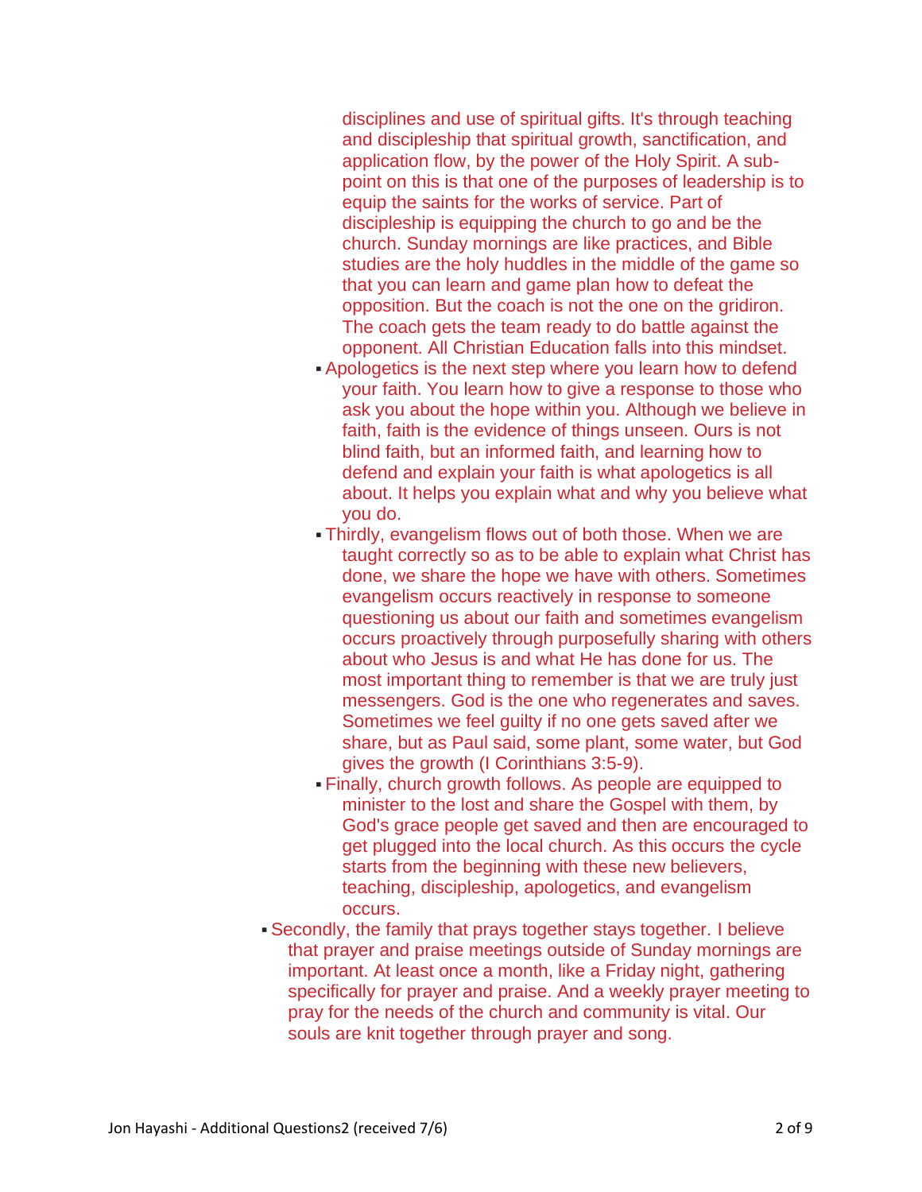disciplines and use of spiritual gifts. It's through teaching and discipleship that spiritual growth, sanctification, and application flow, by the power of the Holy Spirit. A sub-point on this is that one of the purposes of leadership is to equip the saints for the works of service. Part of discipleship is equipping the church to go and be the church. Sunday mornings are like practices, and Bible studies are the holy huddles in the middle of the game so that you can learn and game plan how to defeat the opposition. But the coach is not the one on the gridiron. The coach gets the team ready to do battle against the opponent. All Christian Education falls into this mindset.

    - Apologetics is the next step where you learn how to defend your faith. You learn how to give a response to those who ask you about the hope within you. Although we believe in faith, faith is the evidence of things unseen. Ours is not blind faith, but an informed faith, and learning how to defend and explain your faith is what apologetics is all about. It helps you explain what and why you believe what you do.
    - Thirdly, evangelism flows out of both those. When we are taught correctly so as to be able to explain what Christ has done, we share the hope we have with others. Sometimes evangelism occurs reactively in response to someone questioning us about our faith and sometimes evangelism occurs proactively through purposefully sharing with others about who Jesus is and what He has done for us. The most important thing to remember is that we are truly just messengers. God is the one who regenerates and saves. Sometimes we feel guilty if no one gets saved after we share, but as Paul said, some plant, some water, but God gives the growth (I Corinthians 3:5-9).
    - Finally, church growth follows. As people are equipped to minister to the lost and share the Gospel with them, by God's grace people get saved and then are encouraged to get plugged into the local church. As this occurs the cycle starts from the beginning with these new believers, teaching, discipleship, apologetics, and evangelism occurs.
- Secondly, the family that prays together stays together. I believe that prayer and praise meetings outside of Sunday mornings are important. At least once a month, like a Friday night, gathering specifically for prayer and praise. And a weekly prayer meeting to pray for the needs of the church and community is vital. Our souls are knit together through prayer and song.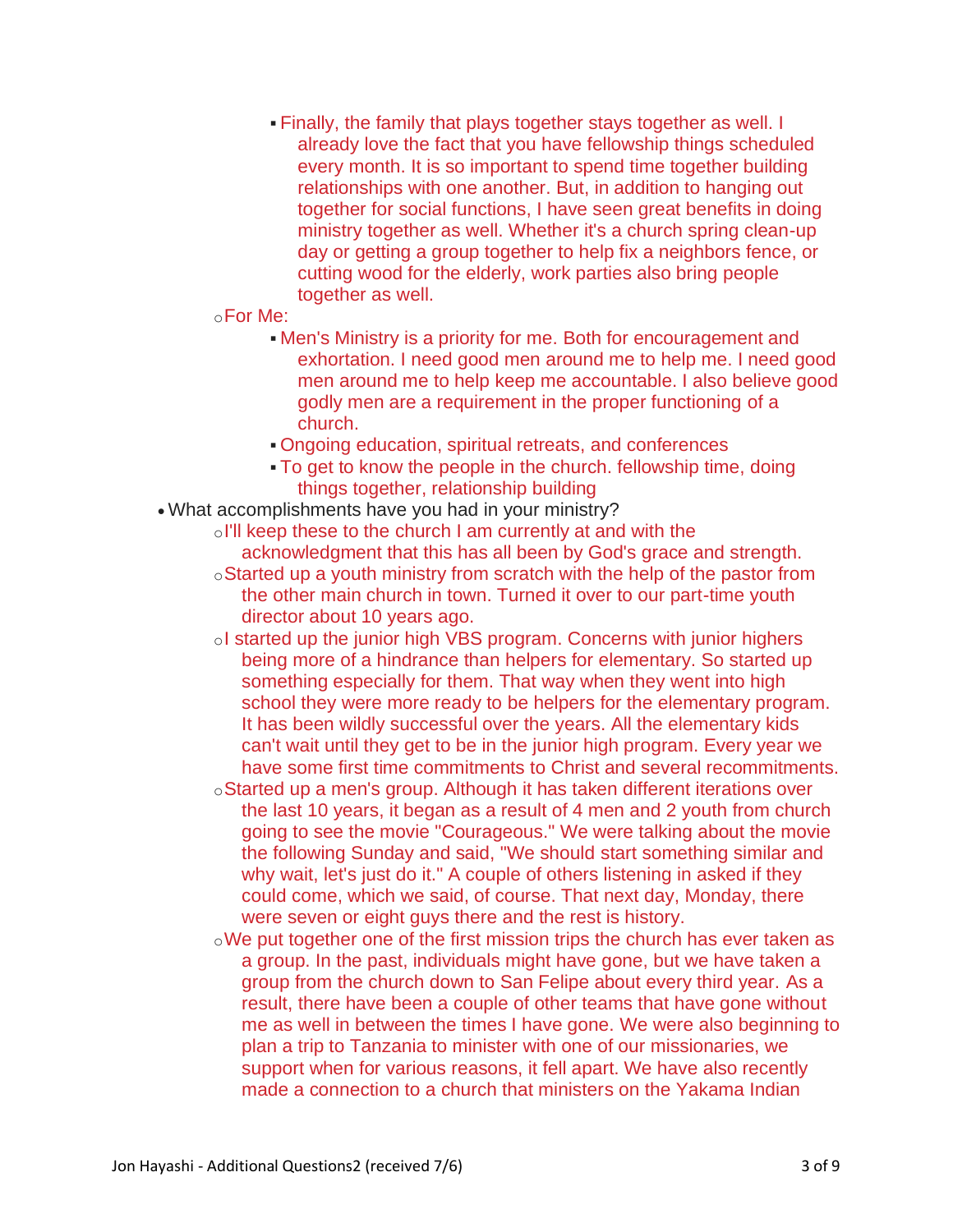- Finally, the family that plays together stays together as well. I already love the fact that you have fellowship things scheduled every month. It is so important to spend time together building relationships with one another. But, in addition to hanging out together for social functions, I have seen great benefits in doing ministry together as well. Whether it's a church spring clean-up day or getting a group together to help fix a neighbors fence, or cutting wood for the elderly, work parties also bring people together as well.
    - For Me:
        - Men's Ministry is a priority for me. Both for encouragement and exhortation. I need good men around me to help me. I need good men around me to help keep me accountable. I also believe good godly men are a requirement in the proper functioning of a church.
        - Ongoing education, spiritual retreats, and conferences
        - To get to know the people in the church. fellowship time, doing things together, relationship building
- What accomplishments have you had in your ministry?
    - I'll keep these to the church I am currently at and with the acknowledgment that this has all been by God's grace and strength.
    - Started up a youth ministry from scratch with the help of the pastor from the other main church in town. Turned it over to our part-time youth director about 10 years ago.
    - I started up the junior high VBS program. Concerns with junior highers being more of a hindrance than helpers for elementary. So started up something especially for them. That way when they went into high school they were more ready to be helpers for the elementary program. It has been wildly successful over the years. All the elementary kids can't wait until they get to be in the junior high program. Every year we have some first time commitments to Christ and several recommitments.
    - Started up a men's group. Although it has taken different iterations over the last 10 years, it began as a result of 4 men and 2 youth from church going to see the movie "Courageous." We were talking about the movie the following Sunday and said, "We should start something similar and why wait, let's just do it." A couple of others listening in asked if they could come, which we said, of course. That next day, Monday, there were seven or eight guys there and the rest is history.
    - We put together one of the first mission trips the church has ever taken as a group. In the past, individuals might have gone, but we have taken a group from the church down to San Felipe about every third year. As a result, there have been a couple of other teams that have gone without me as well in between the times I have gone. We were also beginning to plan a trip to Tanzania to minister with one of our missionaries, we support when for various reasons, it fell apart. We have also recently made a connection to a church that ministers on the Yakama Indian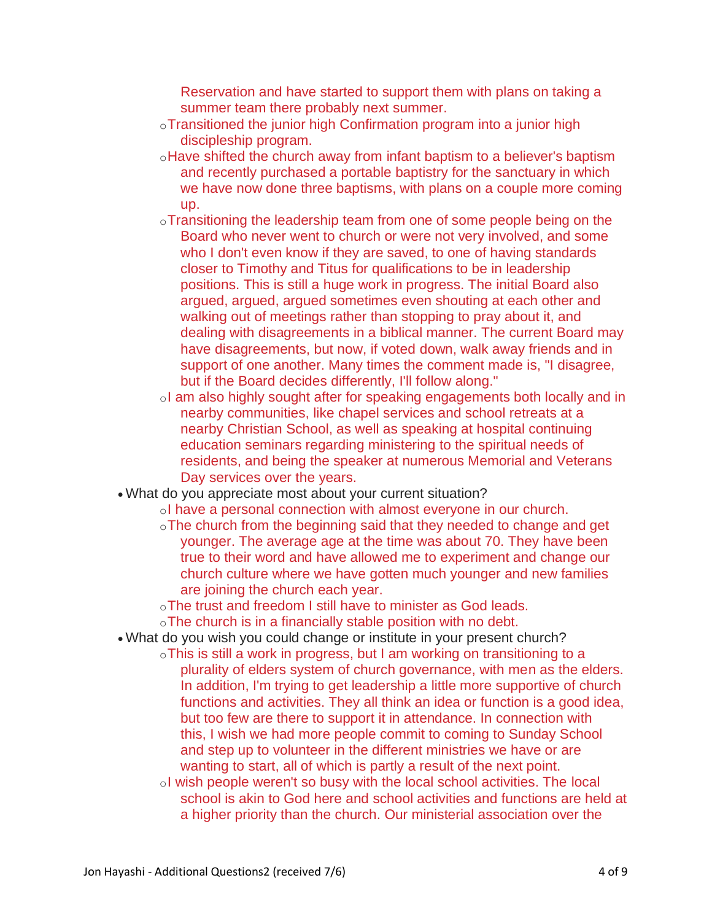Reservation and have started to support them with plans on taking a summer team there probably next summer.
  - Transitioned the junior high Confirmation program into a junior high discipleship program.
  - Have shifted the church away from infant baptism to a believer's baptism and recently purchased a portable baptistry for the sanctuary in which we have now done three baptisms, with plans on a couple more coming up.
  - Transitioning the leadership team from one of some people being on the Board who never went to church or were not very involved, and some who I don't even know if they are saved, to one of having standards closer to Timothy and Titus for qualifications to be in leadership positions. This is still a huge work in progress. The initial Board also argued, argued, argued sometimes even shouting at each other and walking out of meetings rather than stopping to pray about it, and dealing with disagreements in a biblical manner. The current Board may have disagreements, but now, if voted down, walk away friends and in support of one another. Many times the comment made is, "I disagree, but if the Board decides differently, I'll follow along."
  - I am also highly sought after for speaking engagements both locally and in nearby communities, like chapel services and school retreats at a nearby Christian School, as well as speaking at hospital continuing education seminars regarding ministering to the spiritual needs of residents, and being the speaker at numerous Memorial and Veterans Day services over the years.
- What do you appreciate most about your current situation?
  - I have a personal connection with almost everyone in our church.
  - The church from the beginning said that they needed to change and get younger. The average age at the time was about 70. They have been true to their word and have allowed me to experiment and change our church culture where we have gotten much younger and new families are joining the church each year.
  - The trust and freedom I still have to minister as God leads.
  - The church is in a financially stable position with no debt.
- What do you wish you could change or institute in your present church?
  - This is still a work in progress, but I am working on transitioning to a plurality of elders system of church governance, with men as the elders. In addition, I'm trying to get leadership a little more supportive of church functions and activities. They all think an idea or function is a good idea, but too few are there to support it in attendance. In connection with this, I wish we had more people commit to coming to Sunday School and step up to volunteer in the different ministries we have or are wanting to start, all of which is partly a result of the next point.
  - I wish people weren't so busy with the local school activities. The local school is akin to God here and school activities and functions are held at a higher priority than the church. Our ministerial association over the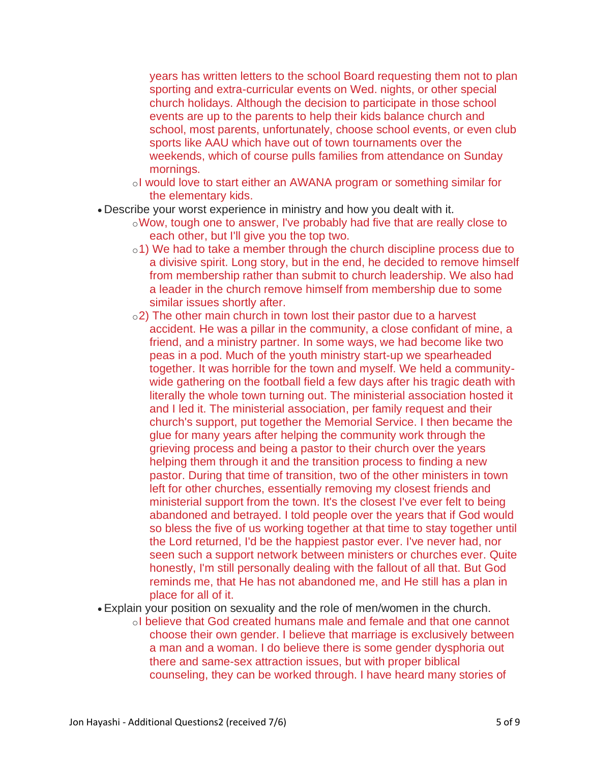years has written letters to the school Board requesting them not to plan sporting and extra-curricular events on Wed. nights, or other special church holidays. Although the decision to participate in those school events are up to the parents to help their kids balance church and school, most parents, unfortunately, choose school events, or even club sports like AAU which have out of town tournaments over the weekends, which of course pulls families from attendance on Sunday mornings.
    - I would love to start either an AWANA program or something similar for the elementary kids.
- Describe your worst experience in ministry and how you dealt with it.
    - Wow, tough one to answer, I've probably had five that are really close to each other, but I'll give you the top two.
    - 1) We had to take a member through the church discipline process due to a divisive spirit. Long story, but in the end, he decided to remove himself from membership rather than submit to church leadership. We also had a leader in the church remove himself from membership due to some similar issues shortly after.
    - 2) The other main church in town lost their pastor due to a harvest accident. He was a pillar in the community, a close confidant of mine, a friend, and a ministry partner. In some ways, we had become like two peas in a pod. Much of the youth ministry start-up we spearheaded together. It was horrible for the town and myself. We held a community-wide gathering on the football field a few days after his tragic death with literally the whole town turning out. The ministerial association hosted it and I led it. The ministerial association, per family request and their church's support, put together the Memorial Service. I then became the glue for many years after helping the community work through the grieving process and being a pastor to their church over the years helping them through it and the transition process to finding a new pastor. During that time of transition, two of the other ministers in town left for other churches, essentially removing my closest friends and ministerial support from the town. It's the closest I've ever felt to being abandoned and betrayed. I told people over the years that if God would so bless the five of us working together at that time to stay together until the Lord returned, I'd be the happiest pastor ever. I've never had, nor seen such a support network between ministers or churches ever. Quite honestly, I'm still personally dealing with the fallout of all that. But God reminds me, that He has not abandoned me, and He still has a plan in place for all of it.
- Explain your position on sexuality and the role of men/women in the church.
    - I believe that God created humans male and female and that one cannot choose their own gender. I believe that marriage is exclusively between a man and a woman. I do believe there is some gender dysphoria out there and same-sex attraction issues, but with proper biblical counseling, they can be worked through. I have heard many stories of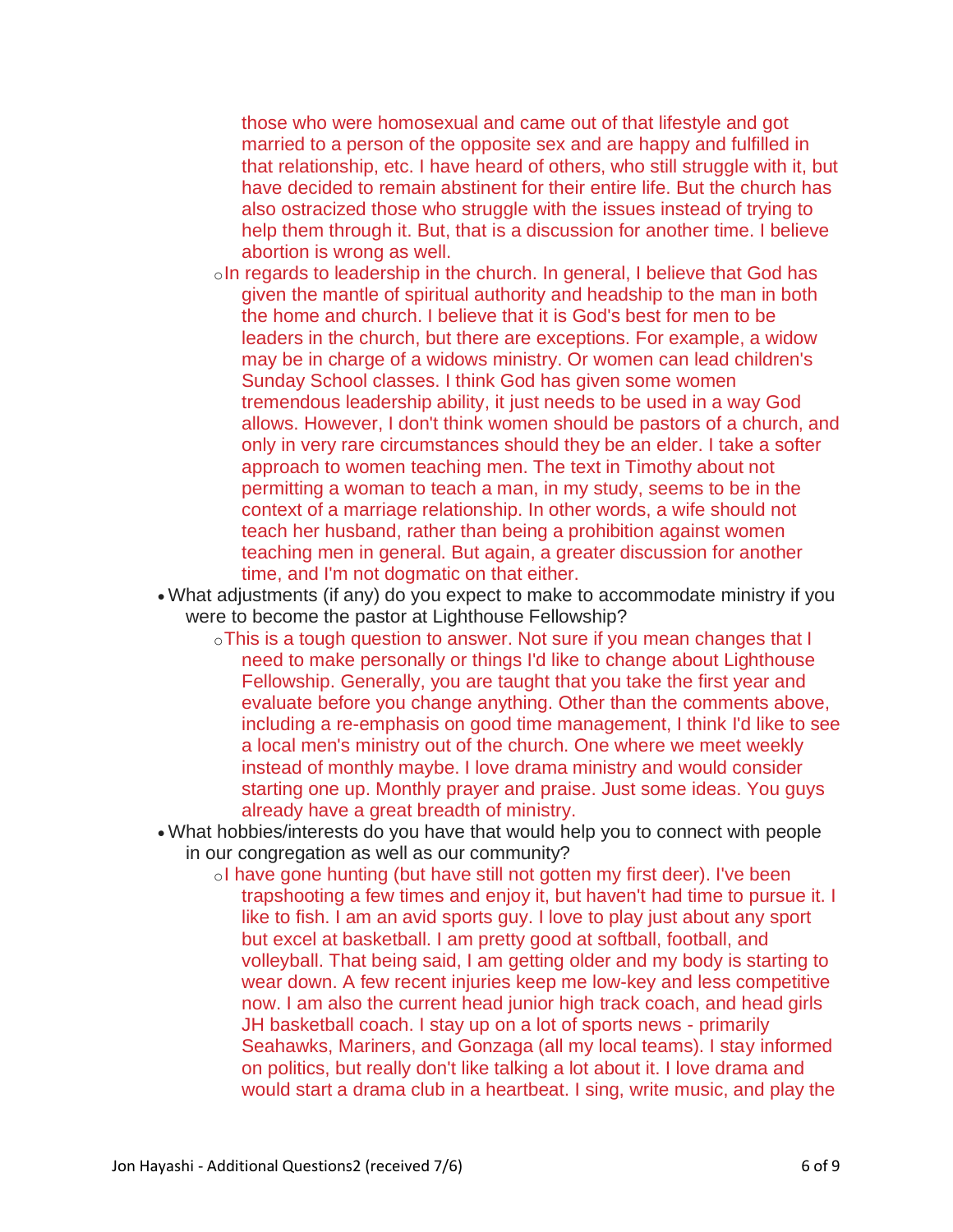those who were homosexual and came out of that lifestyle and got married to a person of the opposite sex and are happy and fulfilled in that relationship, etc. I have heard of others, who still struggle with it, but have decided to remain abstinent for their entire life. But the church has also ostracized those who struggle with the issues instead of trying to help them through it. But, that is a discussion for another time. I believe abortion is wrong as well.
  - In regards to leadership in the church. In general, I believe that God has given the mantle of spiritual authority and headship to the man in both the home and church. I believe that it is God's best for men to be leaders in the church, but there are exceptions. For example, a widow may be in charge of a widows ministry. Or women can lead children's Sunday School classes. I think God has given some women tremendous leadership ability, it just needs to be used in a way God allows. However, I don't think women should be pastors of a church, and only in very rare circumstances should they be an elder. I take a softer approach to women teaching men. The text in Timothy about not permitting a woman to teach a man, in my study, seems to be in the context of a marriage relationship. In other words, a wife should not teach her husband, rather than being a prohibition against women teaching men in general. But again, a greater discussion for another time, and I'm not dogmatic on that either.
- What adjustments (if any) do you expect to make to accommodate ministry if you were to become the pastor at Lighthouse Fellowship?
  - This is a tough question to answer. Not sure if you mean changes that I need to make personally or things I'd like to change about Lighthouse Fellowship. Generally, you are taught that you take the first year and evaluate before you change anything. Other than the comments above, including a re-emphasis on good time management, I think I'd like to see a local men's ministry out of the church. One where we meet weekly instead of monthly maybe. I love drama ministry and would consider starting one up. Monthly prayer and praise. Just some ideas. You guys already have a great breadth of ministry.
- What hobbies/interests do you have that would help you to connect with people in our congregation as well as our community?
  - I have gone hunting (but have still not gotten my first deer). I've been trapshooting a few times and enjoy it, but haven't had time to pursue it. I like to fish. I am an avid sports guy. I love to play just about any sport but excel at basketball. I am pretty good at softball, football, and volleyball. That being said, I am getting older and my body is starting to wear down. A few recent injuries keep me low-key and less competitive now. I am also the current head junior high track coach, and head girls JH basketball coach. I stay up on a lot of sports news - primarily Seahawks, Mariners, and Gonzaga (all my local teams). I stay informed on politics, but really don't like talking a lot about it. I love drama and would start a drama club in a heartbeat. I sing, write music, and play the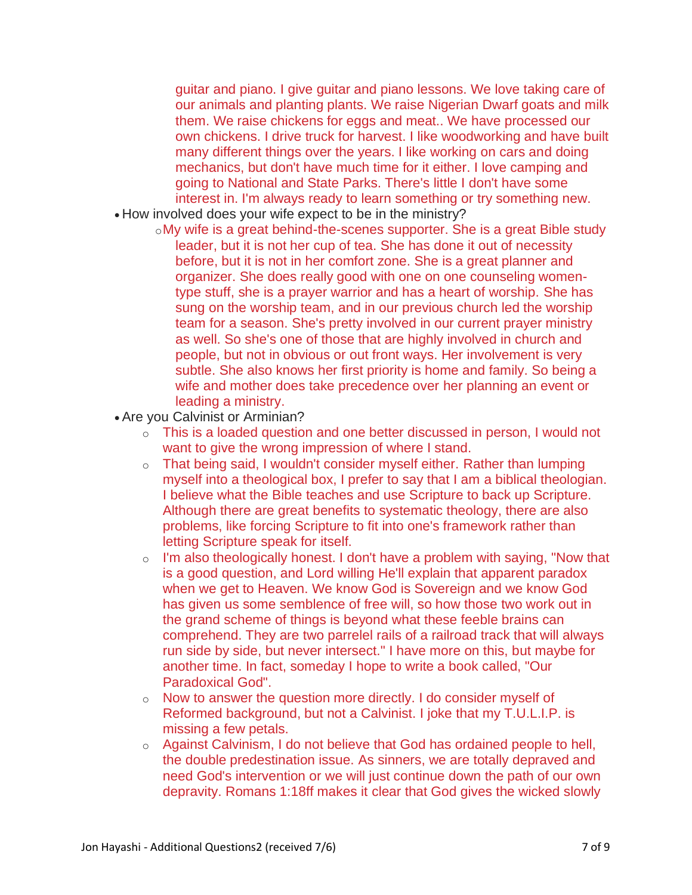guitar and piano. I give guitar and piano lessons. We love taking care of our animals and planting plants. We raise Nigerian Dwarf goats and milk them. We raise chickens for eggs and meat.. We have processed our own chickens. I drive truck for harvest. I like woodworking and have built many different things over the years. I like working on cars and doing mechanics, but don't have much time for it either. I love camping and going to National and State Parks. There's little I don't have some interest in. I'm always ready to learn something or try something new.

- How involved does your wife expect to be in the ministry?
  - My wife is a great behind-the-scenes supporter. She is a great Bible study leader, but it is not her cup of tea. She has done it out of necessity before, but it is not in her comfort zone. She is a great planner and organizer. She does really good with one on one counseling women-type stuff, she is a prayer warrior and has a heart of worship. She has sung on the worship team, and in our previous church led the worship team for a season. She's pretty involved in our current prayer ministry as well. So she's one of those that are highly involved in church and people, but not in obvious or out front ways. Her involvement is very subtle. She also knows her first priority is home and family. So being a wife and mother does take precedence over her planning an event or leading a ministry.
- Are you Calvinist or Arminian?
  - This is a loaded question and one better discussed in person, I would not want to give the wrong impression of where I stand.
  - That being said, I wouldn't consider myself either. Rather than lumping myself into a theological box, I prefer to say that I am a biblical theologian. I believe what the Bible teaches and use Scripture to back up Scripture. Although there are great benefits to systematic theology, there are also problems, like forcing Scripture to fit into one's framework rather than letting Scripture speak for itself.
  - I'm also theologically honest. I don't have a problem with saying, "Now that is a good question, and Lord willing He'll explain that apparent paradox when we get to Heaven. We know God is Sovereign and we know God has given us some semblence of free will, so how those two work out in the grand scheme of things is beyond what these feeble brains can comprehend. They are two parrelel rails of a railroad track that will always run side by side, but never intersect." I have more on this, but maybe for another time. In fact, someday I hope to write a book called, "Our Paradoxical God".
  - Now to answer the question more directly. I do consider myself of Reformed background, but not a Calvinist. I joke that my T.U.L.I.P. is missing a few petals.
  - Against Calvinism, I do not believe that God has ordained people to hell, the double predestination issue. As sinners, we are totally depraved and need God's intervention or we will just continue down the path of our own depravity. Romans 1:18ff makes it clear that God gives the wicked slowly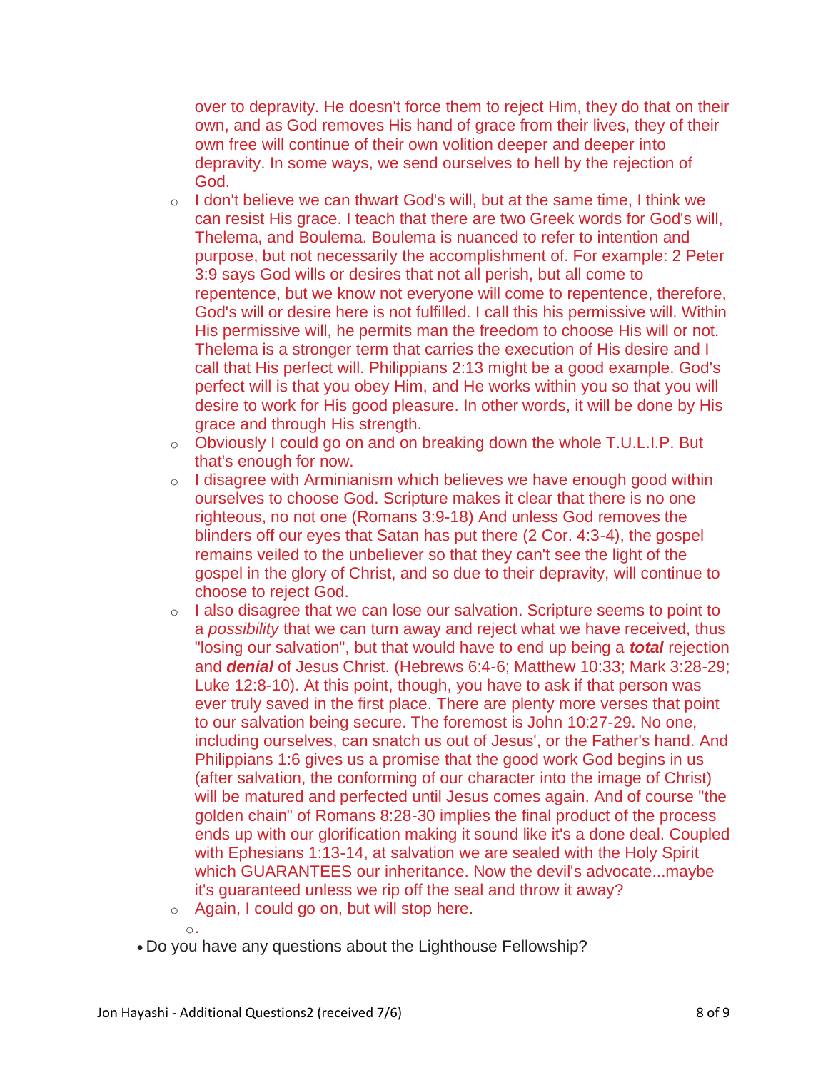over to depravity. He doesn't force them to reject Him, they do that on their own, and as God removes His hand of grace from their lives, they of their own free will continue of their own volition deeper and deeper into depravity. In some ways, we send ourselves to hell by the rejection of God.

  - I don't believe we can thwart God's will, but at the same time, I think we can resist His grace. I teach that there are two Greek words for God's will, Thelema, and Boulema. Boulema is nuanced to refer to intention and purpose, but not necessarily the accomplishment of. For example: 2 Peter 3:9 says God wills or desires that not all perish, but all come to repentence, but we know not everyone will come to repentence, therefore, God's will or desire here is not fulfilled. I call this his permissive will. Within His permissive will, he permits man the freedom to choose His will or not. Thelema is a stronger term that carries the execution of His desire and I call that His perfect will. Philippians 2:13 might be a good example. God's perfect will is that you obey Him, and He works within you so that you will desire to work for His good pleasure. In other words, it will be done by His grace and through His strength.
  - Obviously I could go on and on breaking down the whole T.U.L.I.P. But that's enough for now.
  - I disagree with Arminianism which believes we have enough good within ourselves to choose God. Scripture makes it clear that there is no one righteous, no not one (Romans 3:9-18) And unless God removes the blinders off our eyes that Satan has put there (2 Cor. 4:3-4), the gospel remains veiled to the unbeliever so that they can't see the light of the gospel in the glory of Christ, and so due to their depravity, will continue to choose to reject God.
  - I also disagree that we can lose our salvation. Scripture seems to point to a *possibility* that we can turn away and reject what we have received, thus "losing our salvation", but that would have to end up being a ***total*** rejection and ***denial*** of Jesus Christ. (Hebrews 6:4-6; Matthew 10:33; Mark 3:28-29; Luke 12:8-10). At this point, though, you have to ask if that person was ever truly saved in the first place. There are plenty more verses that point to our salvation being secure. The foremost is John 10:27-29. No one, including ourselves, can snatch us out of Jesus', or the Father's hand. And Philippians 1:6 gives us a promise that the good work God begins in us (after salvation, the conforming of our character into the image of Christ) will be matured and perfected until Jesus comes again. And of course "the golden chain" of Romans 8:28-30 implies the final product of the process ends up with our glorification making it sound like it's a done deal. Coupled with Ephesians 1:13-14, at salvation we are sealed with the Holy Spirit which GUARANTEES our inheritance. Now the devil's advocate...maybe it's guaranteed unless we rip off the seal and throw it away?
  - Again, I could go on, but will stop here.
  - .

- Do you have any questions about the Lighthouse Fellowship?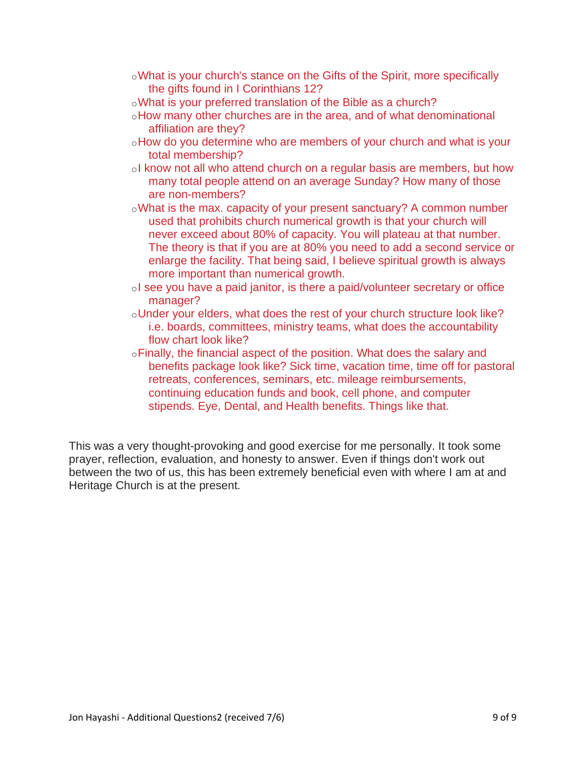- What is your church's stance on the Gifts of the Spirit, more specifically the gifts found in I Corinthians 12?
- What is your preferred translation of the Bible as a church?
- How many other churches are in the area, and of what denominational affiliation are they?
- How do you determine who are members of your church and what is your total membership?
- I know not all who attend church on a regular basis are members, but how many total people attend on an average Sunday? How many of those are non-members?
- What is the max. capacity of your present sanctuary? A common number used that prohibits church numerical growth is that your church will never exceed about 80% of capacity. You will plateau at that number. The theory is that if you are at 80% you need to add a second service or enlarge the facility. That being said, I believe spiritual growth is always more important than numerical growth.
- I see you have a paid janitor, is there a paid/volunteer secretary or office manager?
- Under your elders, what does the rest of your church structure look like? i.e. boards, committees, ministry teams, what does the accountability flow chart look like?
- Finally, the financial aspect of the position. What does the salary and benefits package look like? Sick time, vacation time, time off for pastoral retreats, conferences, seminars, etc. mileage reimbursements, continuing education funds and book, cell phone, and computer stipends. Eye, Dental, and Health benefits. Things like that.

This was a very thought-provoking and good exercise for me personally. It took some prayer, reflection, evaluation, and honesty to answer. Even if things don't work out between the two of us, this has been extremely beneficial even with where I am at and Heritage Church is at the present.